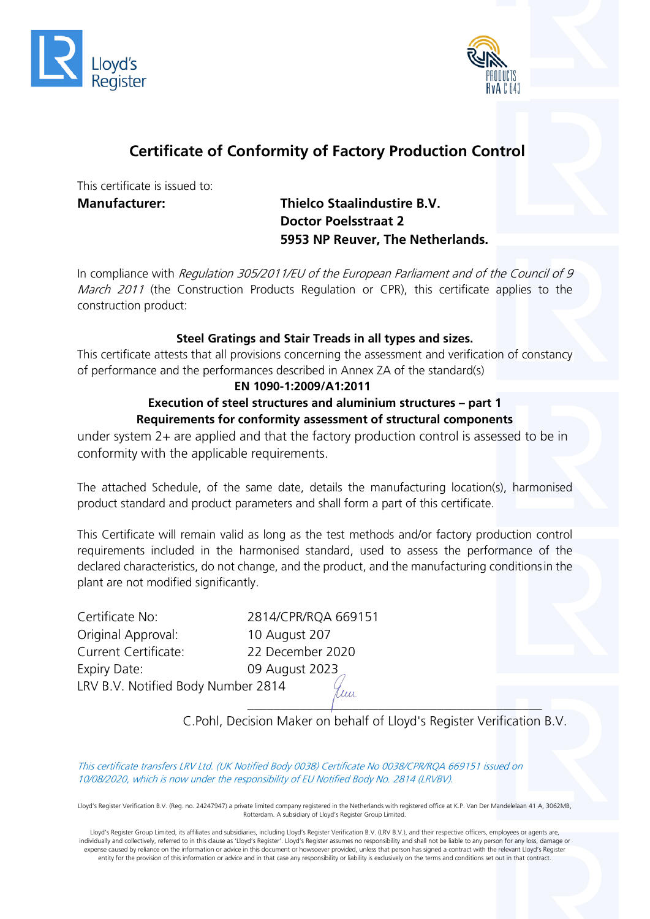Lloyd's Register

PRODUCTS RvA C 043

# Certificate of Conformity of Factory Production Control

This certificate is issued to:

**Manufacturer:** **Thielco Staalindustire B.V.**
**Doctor Poelsstraat 2**
**5953 NP Reuver, The Netherlands.**

In compliance with *Regulation 305/2011/EU of the European Parliament and of the Council of 9 March 2011* (the Construction Products Regulation or CPR), this certificate applies to the construction product:

**Steel Gratings and Stair Treads in all types and sizes.**

This certificate attests that all provisions concerning the assessment and verification of constancy of performance and the performances described in Annex ZA of the standard(s)

**EN 1090-1:2009/A1:2011**

**Execution of steel structures and aluminium structures – part 1**
**Requirements for conformity assessment of structural components**

under system 2+ are applied and that the factory production control is assessed to be in conformity with the applicable requirements.

The attached Schedule, of the same date, details the manufacturing location(s), harmonised product standard and product parameters and shall form a part of this certificate.

This Certificate will remain valid as long as the test methods and/or factory production control requirements included in the harmonised standard, used to assess the performance of the declared characteristics, do not change, and the product, and the manufacturing conditions in the plant are not modified significantly.

Certificate No: 2814/CPR/RQA 669151
Original Approval: 10 August 207
Current Certificate: 22 December 2020
Expiry Date: 09 August 2023
LRV B.V. Notified Body Number 2814

C.Pohl, Decision Maker on behalf of Lloyd's Register Verification B.V.

*This certificate transfers LRV Ltd. (UK Notified Body 0038) Certificate No 0038/CPR/RQA 669151 issued on 10/08/2020, which is now under the responsibility of EU Notified Body No. 2814 (LRVBV).*

Lloyd's Register Verification B.V. (Reg. no. 24247947) a private limited company registered in the Netherlands with registered office at K.P. Van Der Mandelelaan 41 A, 3062MB, Rotterdam. A subsidiary of Lloyd's Register Group Limited.

Lloyd's Register Group Limited, its affiliates and subsidiaries, including Lloyd's Register Verification B.V. (LRV B.V.), and their respective officers, employees or agents are, individually and collectively, referred to in this clause as 'Lloyd's Register'. Lloyd's Register assumes no responsibility and shall not be liable to any person for any loss, damage or expense caused by reliance on the information or advice in this document or howsoever provided, unless that person has signed a contract with the relevant Lloyd's Register entity for the provision of this information or advice and in that case any responsibility or liability is exclusively on the terms and conditions set out in that contract.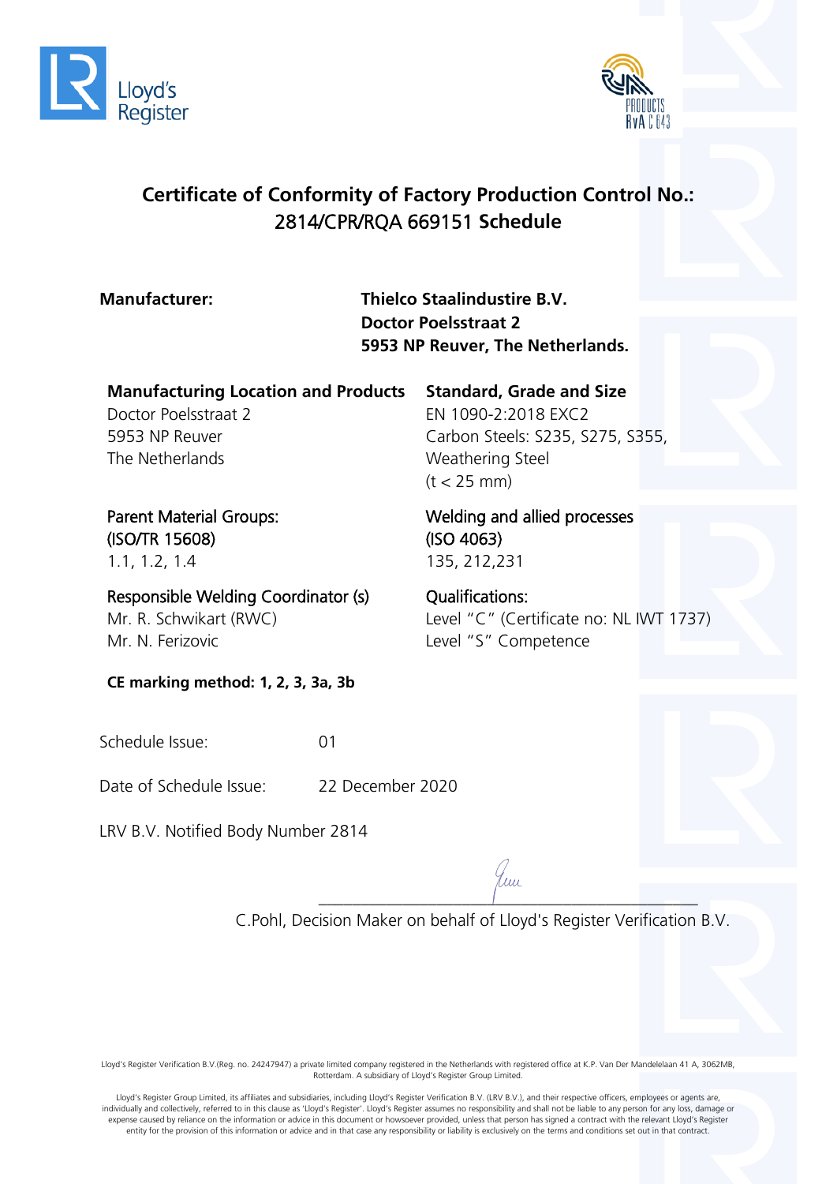# Certificate of Conformity of Factory Production Control No.: 2814/CPR/RQA 669151 Schedule

**Manufacturer:** **Thielco Staalindustire B.V.**
**Doctor Poelsstraat 2**
**5953 NP Reuver, The Netherlands.**

| **Manufacturing Location and Products** | **Standard, Grade and Size** |
| --- | --- |
| Doctor Poelsstraat 2<br>5953 NP Reuver<br>The Netherlands | EN 1090-2:2018 EXC2<br>Carbon Steels: S235, S275, S355,<br>Weathering Steel<br>(t < 25 mm) |
| Parent Material Groups:<br>(ISO/TR 15608)<br>1.1, 1.2, 1.4 | Welding and allied processes<br>(ISO 4063)<br>135, 212,231 |
| Responsible Welding Coordinator (s)<br>Mr. R. Schwikart (RWC)<br>Mr. N. Ferizovic | Qualifications:<br>Level "C" (Certificate no: NL IWT 1737)<br>Level "S" Competence |

**CE marking method: 1, 2, 3, 3a, 3b**

Schedule Issue: 01

Date of Schedule Issue: 22 December 2020

LRV B.V. Notified Body Number 2814

C.Pohl, Decision Maker on behalf of Lloyd's Register Verification B.V.

Lloyd's Register Verification B.V.(Reg. no. 24247947) a private limited company registered in the Netherlands with registered office at K.P. Van Der Mandelelaan 41 A, 3062MB, Rotterdam. A subsidiary of Lloyd's Register Group Limited.

Lloyd's Register Group Limited, its affiliates and subsidiaries, including Lloyd's Register Verification B.V. (LRV B.V.), and their respective officers, employees or agents are, individually and collectively, referred to in this clause as 'Lloyd's Register'. Lloyd's Register assumes no responsibility and shall not be liable to any person for any loss, damage or expense caused by reliance on the information or advice in this document or howsoever provided, unless that person has signed a contract with the relevant Lloyd's Register entity for the provision of this information or advice and in that case any responsibility or liability is exclusively on the terms and conditions set out in that contract.